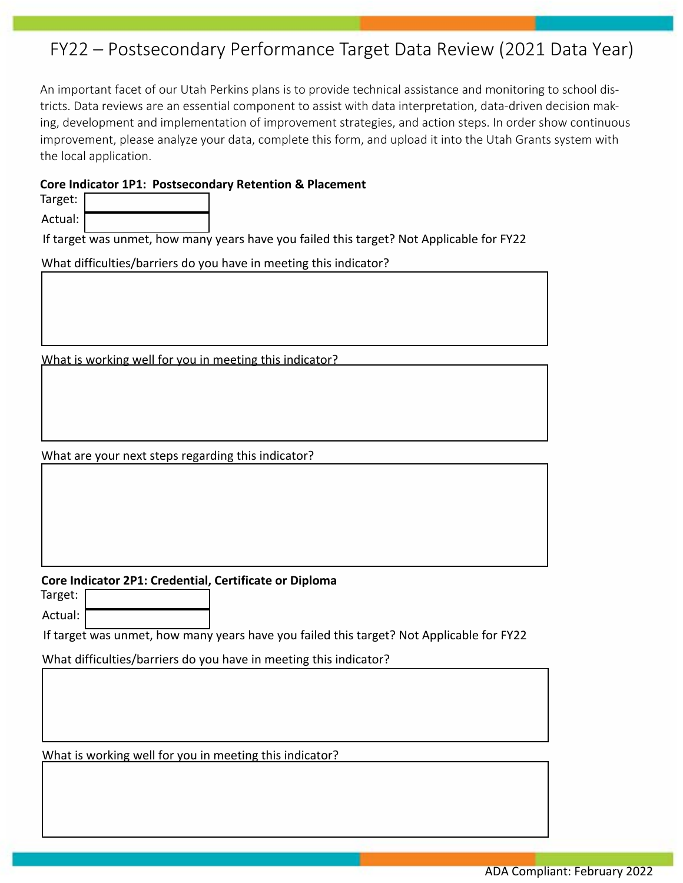# FY22 – Postsecondary Performance Target Data Review (2021 Data Year)

An important facet of our Utah Perkins plans is to provide technical assistance and monitoring to school districts. Data reviews are an essential component to assist with data interpretation, data-driven decision making, development and implementation of improvement strategies, and action steps. In order show continuous improvement, please analyze your data, complete this form, and upload it into the Utah Grants system with the local application.

**Core Indicator 1P1: Postsecondary Retention & Placement**

Target:

Actual:

If target was unmet, how many years have you failed this target? Not Applicable for FY22

What difficulties/barriers do you have in meeting this indicator?

What is working well for you in meeting this indicator?

What are your next steps regarding this indicator?

**Core Indicator 2P1: Credential, Certificate or Diploma**

Target:

Actual:

If target was unmet, how many years have you failed this target? Not Applicable for FY22

What difficulties/barriers do you have in meeting this indicator?

What is working well for you in meeting this indicator?

ADA Compliant: February 2022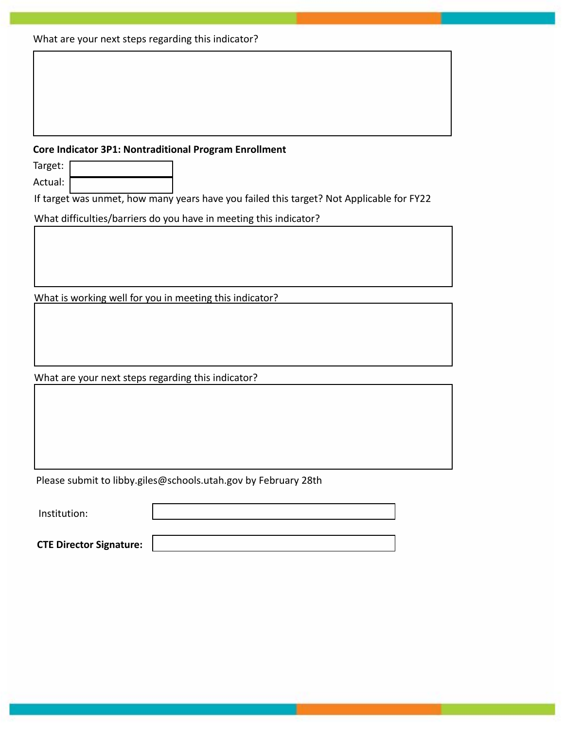What are your next steps regarding this indicator?

**Core Indicator 3P1: Nontraditional Program Enrollment**

Target:

Actual:

If target was unmet, how many years have you failed this target? Not Applicable for FY22

What difficulties/barriers do you have in meeting this indicator?

What is working well for you in meeting this indicator?

What are your next steps regarding this indicator?

Please submit to libby.giles@schools.utah.gov by February 28th

Institution:

**CTE Director Signature:**